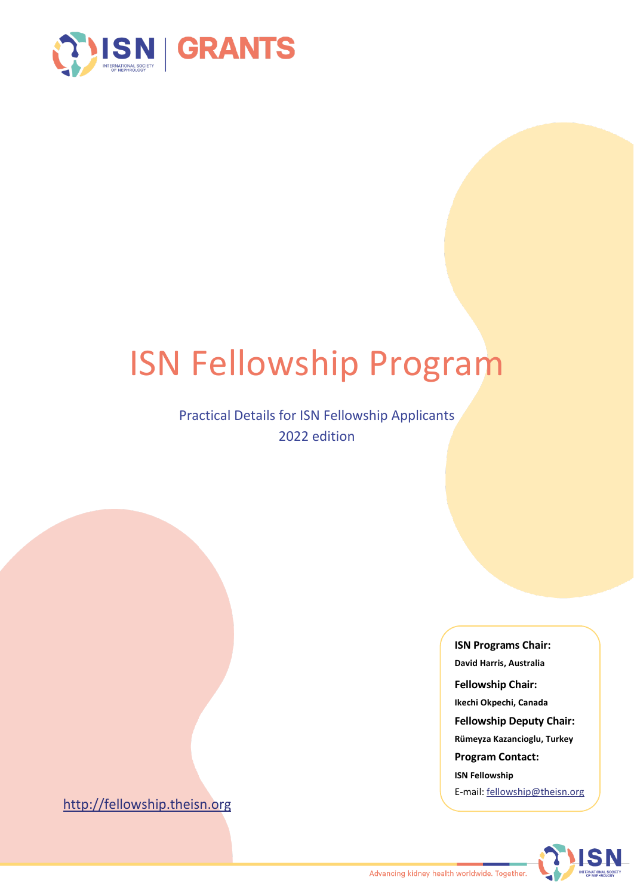ISN | GRANTS

# ISN Fellowship Program

Practical Details for ISN Fellowship Applicants
2022 edition

**ISN Programs Chair:**
**David Harris, Australia**

**Fellowship Chair:**
**Ikechi Okpechi, Canada**

**Fellowship Deputy Chair:**
**Rümeyza Kazancioglu, Turkey**

**Program Contact:**
**ISN Fellowship**
E-mail: fellowship@theisn.org

http://fellowship.theisn.org

Advancing kidney health worldwide. Together.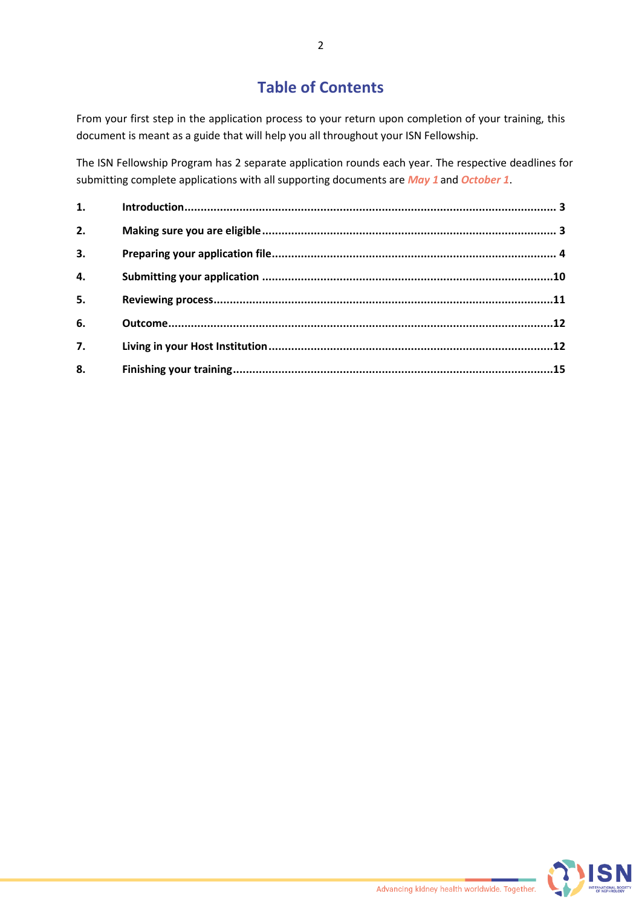# Table of Contents

From your first step in the application process to your return upon completion of your training, this document is meant as a guide that will help you all throughout your ISN Fellowship.

The ISN Fellowship Program has 2 separate application rounds each year. The respective deadlines for submitting complete applications with all supporting documents are ***May 1*** and ***October 1***.

| | | |
|---|---|---|
| **1.** | **Introduction** | **3** |
| **2.** | **Making sure you are eligible** | **3** |
| **3.** | **Preparing your application file** | **4** |
| **4.** | **Submitting your application** | **10** |
| **5.** | **Reviewing process** | **11** |
| **6.** | **Outcome** | **12** |
| **7.** | **Living in your Host Institution** | **12** |
| **8.** | **Finishing your training** | **15** |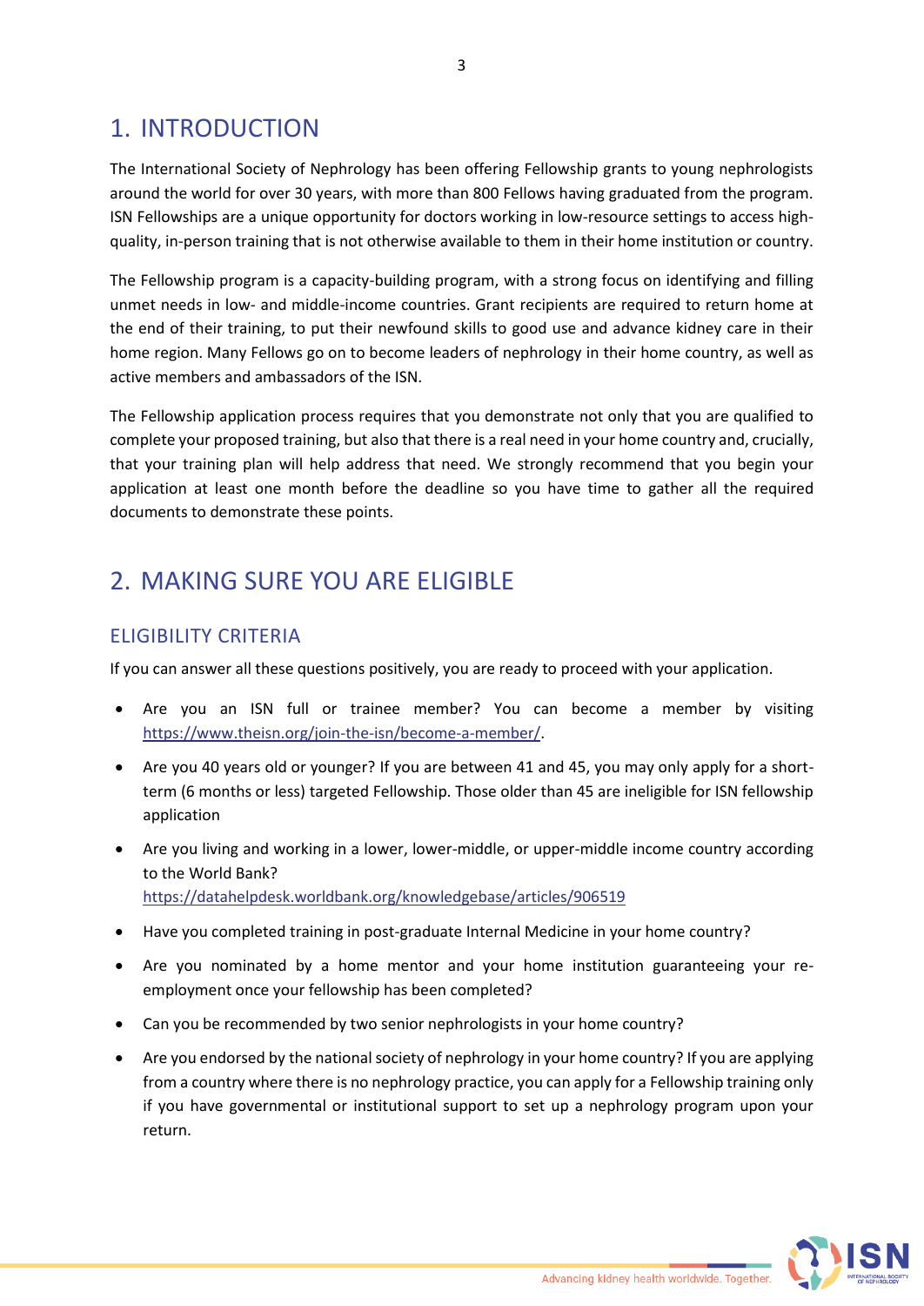# 1. INTRODUCTION

The International Society of Nephrology has been offering Fellowship grants to young nephrologists around the world for over 30 years, with more than 800 Fellows having graduated from the program. ISN Fellowships are a unique opportunity for doctors working in low-resource settings to access high-quality, in-person training that is not otherwise available to them in their home institution or country.

The Fellowship program is a capacity-building program, with a strong focus on identifying and filling unmet needs in low- and middle-income countries. Grant recipients are required to return home at the end of their training, to put their newfound skills to good use and advance kidney care in their home region. Many Fellows go on to become leaders of nephrology in their home country, as well as active members and ambassadors of the ISN.

The Fellowship application process requires that you demonstrate not only that you are qualified to complete your proposed training, but also that there is a real need in your home country and, crucially, that your training plan will help address that need. We strongly recommend that you begin your application at least one month before the deadline so you have time to gather all the required documents to demonstrate these points.

# 2. MAKING SURE YOU ARE ELIGIBLE

## ELIGIBILITY CRITERIA

If you can answer all these questions positively, you are ready to proceed with your application.

- Are you an ISN full or trainee member? You can become a member by visiting https://www.theisn.org/join-the-isn/become-a-member/.
- Are you 40 years old or younger? If you are between 41 and 45, you may only apply for a short-term (6 months or less) targeted Fellowship. Those older than 45 are ineligible for ISN fellowship application
- Are you living and working in a lower, lower-middle, or upper-middle income country according to the World Bank? https://datahelpdesk.worldbank.org/knowledgebase/articles/906519
- Have you completed training in post-graduate Internal Medicine in your home country?
- Are you nominated by a home mentor and your home institution guaranteeing your re-employment once your fellowship has been completed?
- Can you be recommended by two senior nephrologists in your home country?
- Are you endorsed by the national society of nephrology in your home country? If you are applying from a country where there is no nephrology practice, you can apply for a Fellowship training only if you have governmental or institutional support to set up a nephrology program upon your return.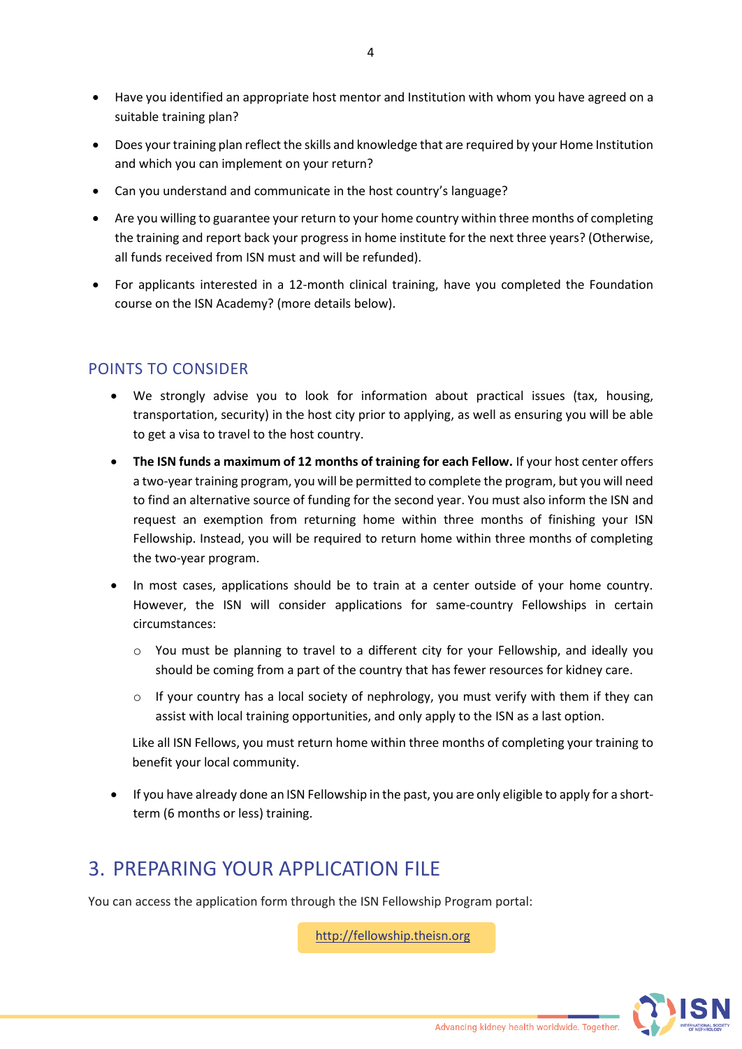- Have you identified an appropriate host mentor and Institution with whom you have agreed on a suitable training plan?
- Does your training plan reflect the skills and knowledge that are required by your Home Institution and which you can implement on your return?
- Can you understand and communicate in the host country's language?
- Are you willing to guarantee your return to your home country within three months of completing the training and report back your progress in home institute for the next three years? (Otherwise, all funds received from ISN must and will be refunded).
- For applicants interested in a 12-month clinical training, have you completed the Foundation course on the ISN Academy? (more details below).

## POINTS TO CONSIDER

- We strongly advise you to look for information about practical issues (tax, housing, transportation, security) in the host city prior to applying, as well as ensuring you will be able to get a visa to travel to the host country.
- **The ISN funds a maximum of 12 months of training for each Fellow.** If your host center offers a two-year training program, you will be permitted to complete the program, but you will need to find an alternative source of funding for the second year. You must also inform the ISN and request an exemption from returning home within three months of finishing your ISN Fellowship. Instead, you will be required to return home within three months of completing the two-year program.
- In most cases, applications should be to train at a center outside of your home country. However, the ISN will consider applications for same-country Fellowships in certain circumstances:
  - You must be planning to travel to a different city for your Fellowship, and ideally you should be coming from a part of the country that has fewer resources for kidney care.
  - If your country has a local society of nephrology, you must verify with them if they can assist with local training opportunities, and only apply to the ISN as a last option.

  Like all ISN Fellows, you must return home within three months of completing your training to benefit your local community.
- If you have already done an ISN Fellowship in the past, you are only eligible to apply for a short-term (6 months or less) training.

# 3. PREPARING YOUR APPLICATION FILE

You can access the application form through the ISN Fellowship Program portal:

http://fellowship.theisn.org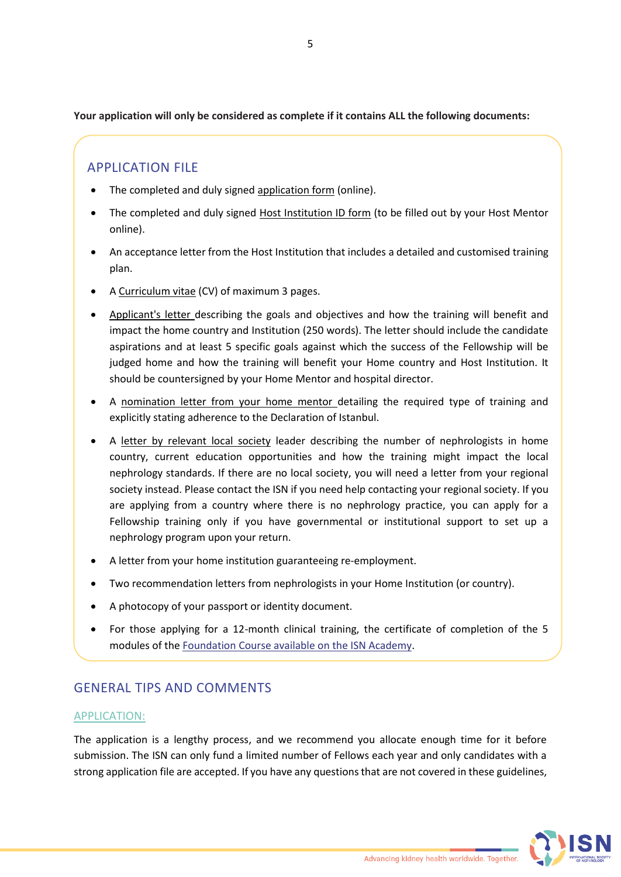**Your application will only be considered as complete if it contains ALL the following documents:**

## APPLICATION FILE

- The completed and duly signed application form (online).
- The completed and duly signed Host Institution ID form (to be filled out by your Host Mentor online).
- An acceptance letter from the Host Institution that includes a detailed and customised training plan.
- A Curriculum vitae (CV) of maximum 3 pages.
- Applicant's letter describing the goals and objectives and how the training will benefit and impact the home country and Institution (250 words). The letter should include the candidate aspirations and at least 5 specific goals against which the success of the Fellowship will be judged home and how the training will benefit your Home country and Host Institution. It should be countersigned by your Home Mentor and hospital director.
- A nomination letter from your home mentor detailing the required type of training and explicitly stating adherence to the Declaration of Istanbul.
- A letter by relevant local society leader describing the number of nephrologists in home country, current education opportunities and how the training might impact the local nephrology standards. If there are no local society, you will need a letter from your regional society instead. Please contact the ISN if you need help contacting your regional society. If you are applying from a country where there is no nephrology practice, you can apply for a Fellowship training only if you have governmental or institutional support to set up a nephrology program upon your return.
- A letter from your home institution guaranteeing re-employment.
- Two recommendation letters from nephrologists in your Home Institution (or country).
- A photocopy of your passport or identity document.
- For those applying for a 12-month clinical training, the certificate of completion of the 5 modules of the Foundation Course available on the ISN Academy.

## GENERAL TIPS AND COMMENTS

### APPLICATION:

The application is a lengthy process, and we recommend you allocate enough time for it before submission. The ISN can only fund a limited number of Fellows each year and only candidates with a strong application file are accepted. If you have any questions that are not covered in these guidelines,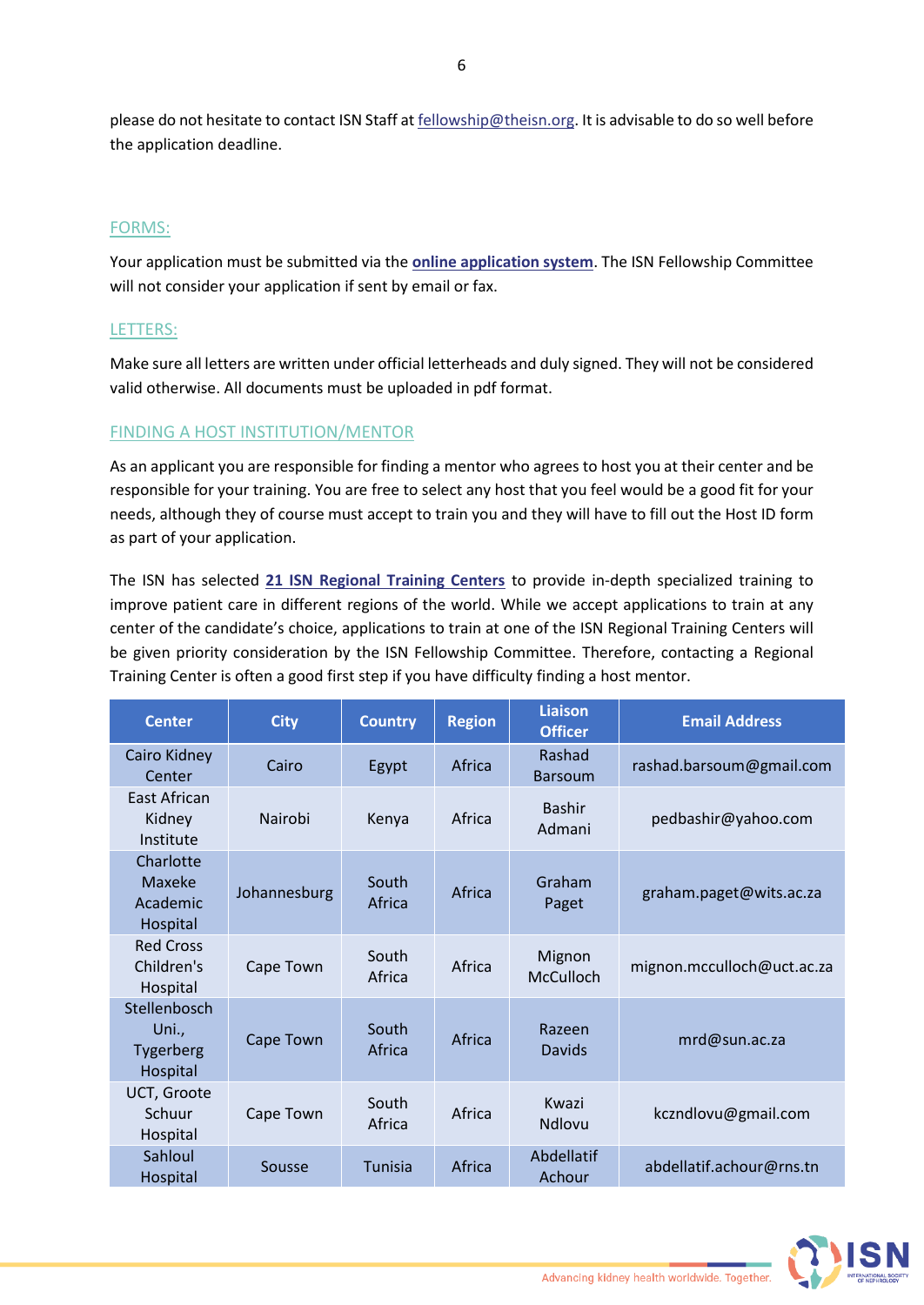please do not hesitate to contact ISN Staff at fellowship@theisn.org. It is advisable to do so well before the application deadline.

## FORMS:

Your application must be submitted via the **online application system**. The ISN Fellowship Committee will not consider your application if sent by email or fax.

## LETTERS:

Make sure all letters are written under official letterheads and duly signed. They will not be considered valid otherwise. All documents must be uploaded in pdf format.

## FINDING A HOST INSTITUTION/MENTOR

As an applicant you are responsible for finding a mentor who agrees to host you at their center and be responsible for your training. You are free to select any host that you feel would be a good fit for your needs, although they of course must accept to train you and they will have to fill out the Host ID form as part of your application.

The ISN has selected **21 ISN Regional Training Centers** to provide in-depth specialized training to improve patient care in different regions of the world. While we accept applications to train at any center of the candidate's choice, applications to train at one of the ISN Regional Training Centers will be given priority consideration by the ISN Fellowship Committee. Therefore, contacting a Regional Training Center is often a good first step if you have difficulty finding a host mentor.

| Center | City | Country | Region | Liaison Officer | Email Address |
|---|---|---|---|---|---|
| Cairo Kidney Center | Cairo | Egypt | Africa | Rashad Barsoum | rashad.barsoum@gmail.com |
| East African Kidney Institute | Nairobi | Kenya | Africa | Bashir Admani | pedbashir@yahoo.com |
| Charlotte Maxeke Academic Hospital | Johannesburg | South Africa | Africa | Graham Paget | graham.paget@wits.ac.za |
| Red Cross Children's Hospital | Cape Town | South Africa | Africa | Mignon McCulloch | mignon.mcculloch@uct.ac.za |
| Stellenbosch Uni., Tygerberg Hospital | Cape Town | South Africa | Africa | Razeen Davids | mrd@sun.ac.za |
| UCT, Groote Schuur Hospital | Cape Town | South Africa | Africa | Kwazi Ndlovu | kczndlovu@gmail.com |
| Sahloul Hospital | Sousse | Tunisia | Africa | Abdellatif Achour | abdellatif.achour@rns.tn |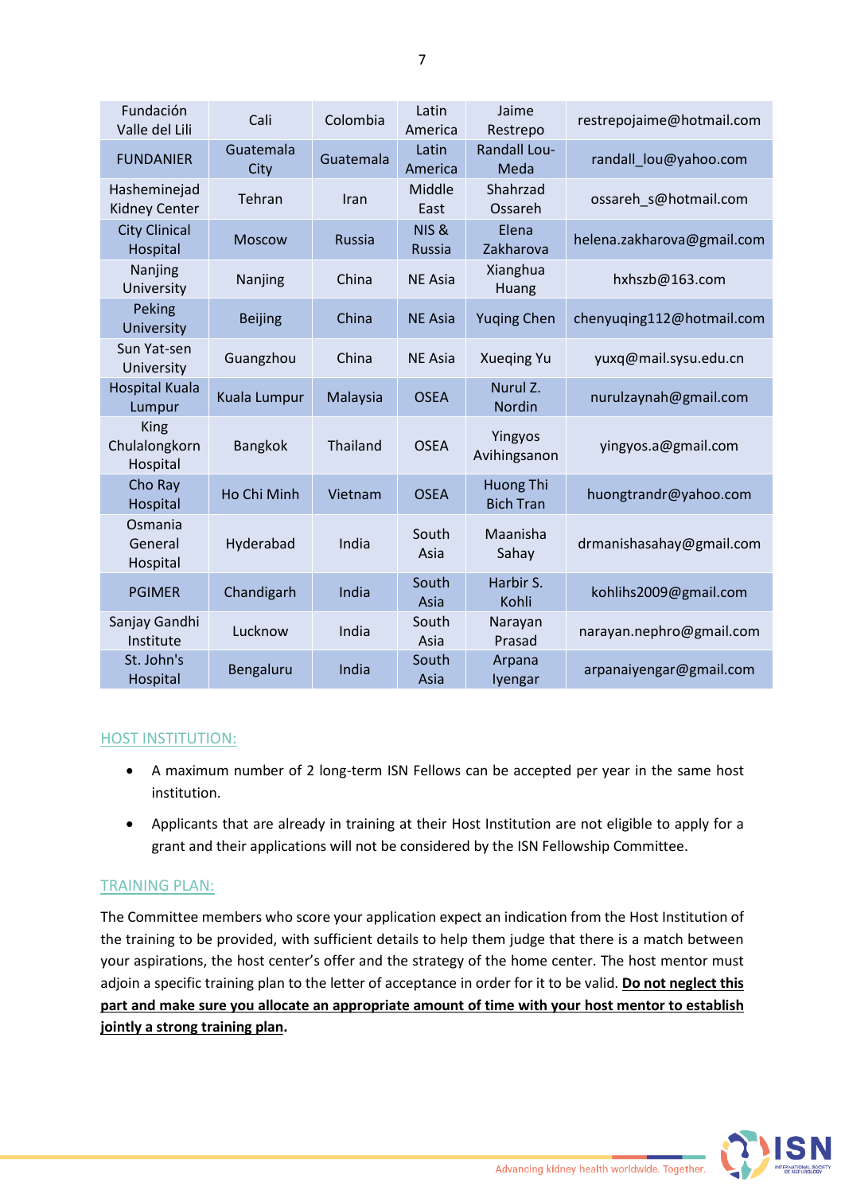| Fundación Valle del Lili | Cali | Colombia | Latin America | Jaime Restrepo | restrepojaime@hotmail.com |
|---|---|---|---|---|---|
| FUNDANIER | Guatemala City | Guatemala | Latin America | Randall Lou-Meda | randall_lou@yahoo.com |
| Hasheminejad Kidney Center | Tehran | Iran | Middle East | Shahrzad Ossareh | ossareh_s@hotmail.com |
| City Clinical Hospital | Moscow | Russia | NIS & Russia | Elena Zakharova | helena.zakharova@gmail.com |
| Nanjing University | Nanjing | China | NE Asia | Xianghua Huang | hxhszb@163.com |
| Peking University | Beijing | China | NE Asia | Yuqing Chen | chenyuqing112@hotmail.com |
| Sun Yat-sen University | Guangzhou | China | NE Asia | Xueqing Yu | yuxq@mail.sysu.edu.cn |
| Hospital Kuala Lumpur | Kuala Lumpur | Malaysia | OSEA | Nurul Z. Nordin | nurulzaynah@gmail.com |
| King Chulalongkorn Hospital | Bangkok | Thailand | OSEA | Yingyos Avihingsanon | yingyos.a@gmail.com |
| Cho Ray Hospital | Ho Chi Minh | Vietnam | OSEA | Huong Thi Bich Tran | huongtrandr@yahoo.com |
| Osmania General Hospital | Hyderabad | India | South Asia | Maanisha Sahay | drmanishasahay@gmail.com |
| PGIMER | Chandigarh | India | South Asia | Harbir S. Kohli | kohlihs2009@gmail.com |
| Sanjay Gandhi Institute | Lucknow | India | South Asia | Narayan Prasad | narayan.nephro@gmail.com |
| St. John's Hospital | Bengaluru | India | South Asia | Arpana Iyengar | arpanaiyengar@gmail.com |

## HOST INSTITUTION:

- A maximum number of 2 long-term ISN Fellows can be accepted per year in the same host institution.
- Applicants that are already in training at their Host Institution are not eligible to apply for a grant and their applications will not be considered by the ISN Fellowship Committee.

## TRAINING PLAN:

The Committee members who score your application expect an indication from the Host Institution of the training to be provided, with sufficient details to help them judge that there is a match between your aspirations, the host center's offer and the strategy of the home center. The host mentor must adjoin a specific training plan to the letter of acceptance in order for it to be valid. **Do not neglect this part and make sure you allocate an appropriate amount of time with your host mentor to establish jointly a strong training plan.**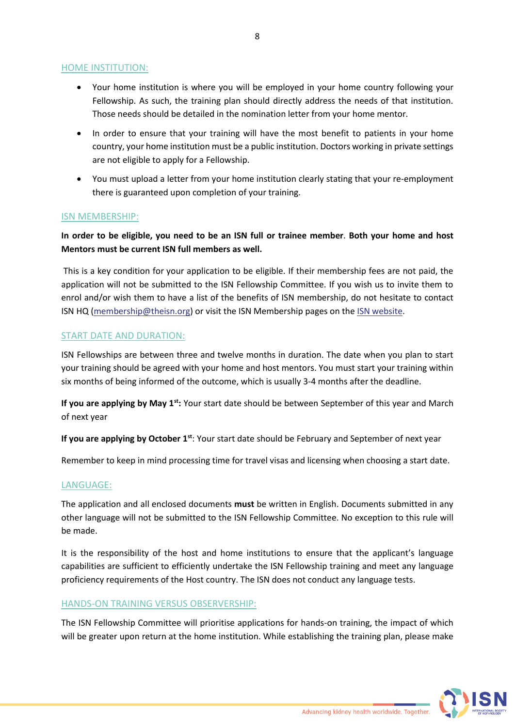## HOME INSTITUTION:

- Your home institution is where you will be employed in your home country following your Fellowship. As such, the training plan should directly address the needs of that institution. Those needs should be detailed in the nomination letter from your home mentor.
- In order to ensure that your training will have the most benefit to patients in your home country, your home institution must be a public institution. Doctors working in private settings are not eligible to apply for a Fellowship.
- You must upload a letter from your home institution clearly stating that your re-employment there is guaranteed upon completion of your training.

## ISN MEMBERSHIP:

**In order to be eligible, you need to be an ISN full or trainee member**. **Both your home and host Mentors must be current ISN full members as well.**

This is a key condition for your application to be eligible. If their membership fees are not paid, the application will not be submitted to the ISN Fellowship Committee. If you wish us to invite them to enrol and/or wish them to have a list of the benefits of ISN membership, do not hesitate to contact ISN HQ (membership@theisn.org) or visit the ISN Membership pages on the ISN website.

## START DATE AND DURATION:

ISN Fellowships are between three and twelve months in duration. The date when you plan to start your training should be agreed with your home and host mentors. You must start your training within six months of being informed of the outcome, which is usually 3-4 months after the deadline.

**If you are applying by May 1st:** Your start date should be between September of this year and March of next year

**If you are applying by October 1st**: Your start date should be February and September of next year

Remember to keep in mind processing time for travel visas and licensing when choosing a start date.

## LANGUAGE:

The application and all enclosed documents **must** be written in English. Documents submitted in any other language will not be submitted to the ISN Fellowship Committee. No exception to this rule will be made.

It is the responsibility of the host and home institutions to ensure that the applicant's language capabilities are sufficient to efficiently undertake the ISN Fellowship training and meet any language proficiency requirements of the Host country. The ISN does not conduct any language tests.

## HANDS-ON TRAINING VERSUS OBSERVERSHIP:

The ISN Fellowship Committee will prioritise applications for hands-on training, the impact of which will be greater upon return at the home institution. While establishing the training plan, please make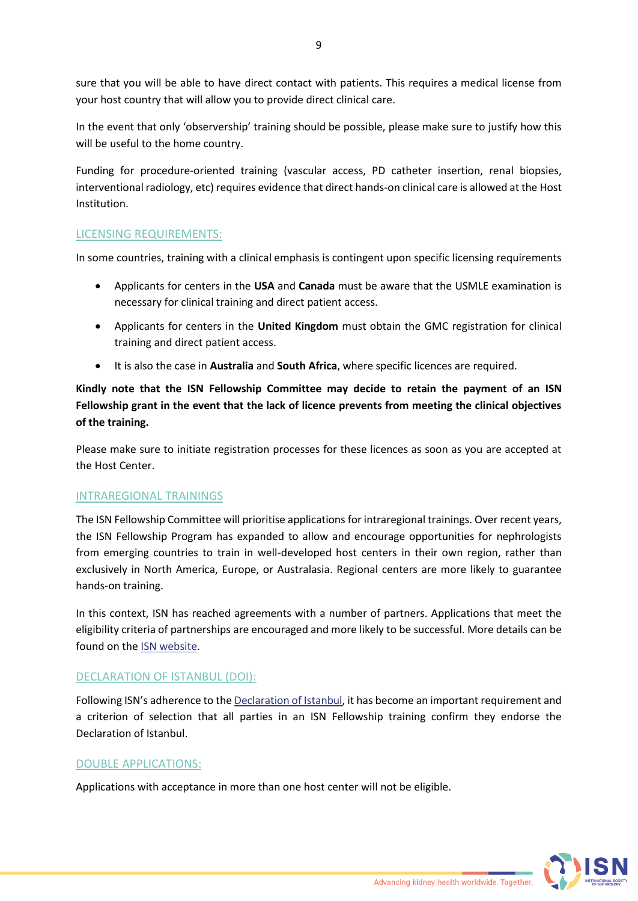sure that you will be able to have direct contact with patients. This requires a medical license from your host country that will allow you to provide direct clinical care.

In the event that only 'observership' training should be possible, please make sure to justify how this will be useful to the home country.

Funding for procedure-oriented training (vascular access, PD catheter insertion, renal biopsies, interventional radiology, etc) requires evidence that direct hands-on clinical care is allowed at the Host Institution.

## LICENSING REQUIREMENTS:

In some countries, training with a clinical emphasis is contingent upon specific licensing requirements

- Applicants for centers in the **USA** and **Canada** must be aware that the USMLE examination is necessary for clinical training and direct patient access.
- Applicants for centers in the **United Kingdom** must obtain the GMC registration for clinical training and direct patient access.
- It is also the case in **Australia** and **South Africa**, where specific licences are required.

**Kindly note that the ISN Fellowship Committee may decide to retain the payment of an ISN Fellowship grant in the event that the lack of licence prevents from meeting the clinical objectives of the training.**

Please make sure to initiate registration processes for these licences as soon as you are accepted at the Host Center.

## INTRAREGIONAL TRAININGS

The ISN Fellowship Committee will prioritise applications for intraregional trainings. Over recent years, the ISN Fellowship Program has expanded to allow and encourage opportunities for nephrologists from emerging countries to train in well-developed host centers in their own region, rather than exclusively in North America, Europe, or Australasia. Regional centers are more likely to guarantee hands-on training.

In this context, ISN has reached agreements with a number of partners. Applications that meet the eligibility criteria of partnerships are encouraged and more likely to be successful. More details can be found on the ISN website.

## DECLARATION OF ISTANBUL (DOI):

Following ISN's adherence to the Declaration of Istanbul, it has become an important requirement and a criterion of selection that all parties in an ISN Fellowship training confirm they endorse the Declaration of Istanbul.

## DOUBLE APPLICATIONS:

Applications with acceptance in more than one host center will not be eligible.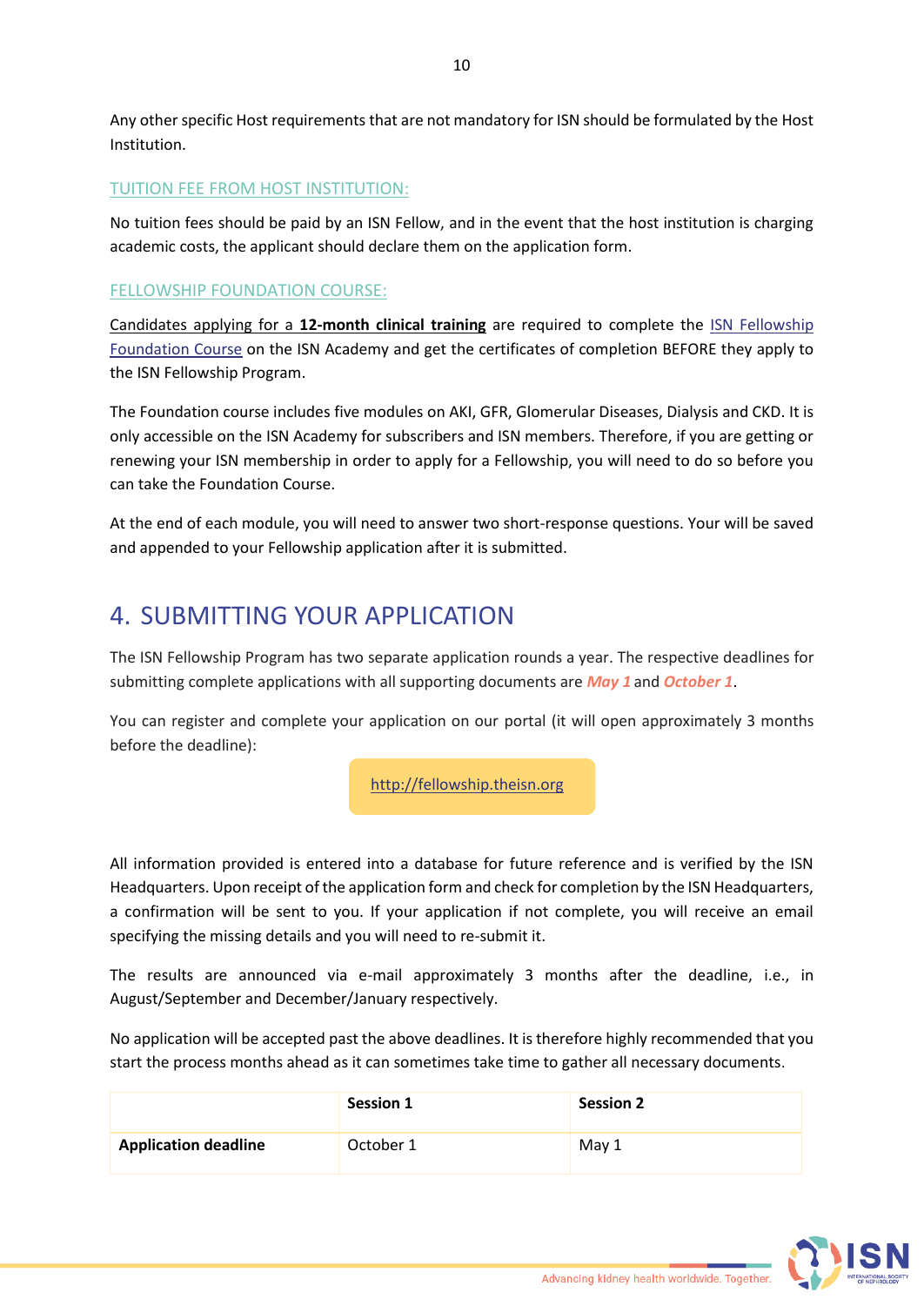Any other specific Host requirements that are not mandatory for ISN should be formulated by the Host Institution.

### TUITION FEE FROM HOST INSTITUTION:

No tuition fees should be paid by an ISN Fellow, and in the event that the host institution is charging academic costs, the applicant should declare them on the application form.

### FELLOWSHIP FOUNDATION COURSE:

Candidates applying for a **12-month clinical training** are required to complete the ISN Fellowship Foundation Course on the ISN Academy and get the certificates of completion BEFORE they apply to the ISN Fellowship Program.

The Foundation course includes five modules on AKI, GFR, Glomerular Diseases, Dialysis and CKD. It is only accessible on the ISN Academy for subscribers and ISN members. Therefore, if you are getting or renewing your ISN membership in order to apply for a Fellowship, you will need to do so before you can take the Foundation Course.

At the end of each module, you will need to answer two short-response questions. Your will be saved and appended to your Fellowship application after it is submitted.

## 4. SUBMITTING YOUR APPLICATION

The ISN Fellowship Program has two separate application rounds a year. The respective deadlines for submitting complete applications with all supporting documents are ***May 1*** and ***October 1***.

You can register and complete your application on our portal (it will open approximately 3 months before the deadline):

http://fellowship.theisn.org

All information provided is entered into a database for future reference and is verified by the ISN Headquarters. Upon receipt of the application form and check for completion by the ISN Headquarters, a confirmation will be sent to you. If your application if not complete, you will receive an email specifying the missing details and you will need to re-submit it.

The results are announced via e-mail approximately 3 months after the deadline, i.e., in August/September and December/January respectively.

No application will be accepted past the above deadlines. It is therefore highly recommended that you start the process months ahead as it can sometimes take time to gather all necessary documents.

| | **Session 1** | **Session 2** |
|---|---|---|
| **Application deadline** | October 1 | May 1 |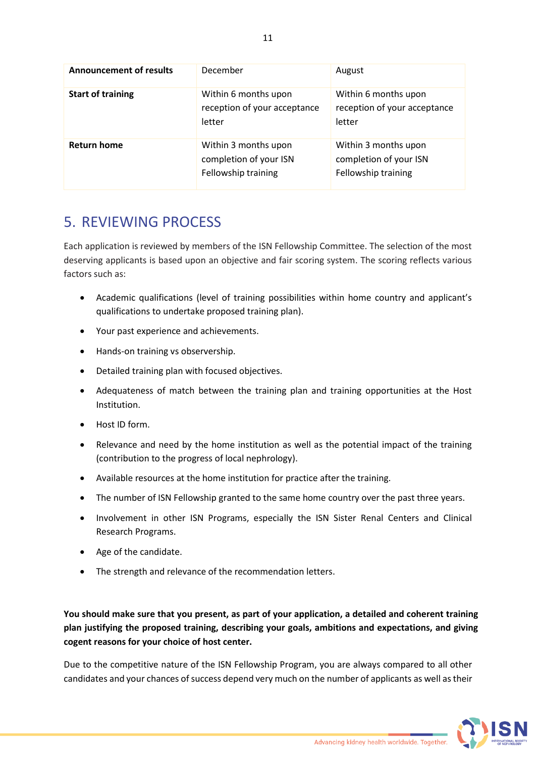| **Announcement of results** | December | August |
|---|---|---|
| **Start of training** | Within 6 months upon reception of your acceptance letter | Within 6 months upon reception of your acceptance letter |
| **Return home** | Within 3 months upon completion of your ISN Fellowship training | Within 3 months upon completion of your ISN Fellowship training |

# 5. REVIEWING PROCESS

Each application is reviewed by members of the ISN Fellowship Committee. The selection of the most deserving applicants is based upon an objective and fair scoring system. The scoring reflects various factors such as:

- Academic qualifications (level of training possibilities within home country and applicant's qualifications to undertake proposed training plan).
- Your past experience and achievements.
- Hands-on training vs observership.
- Detailed training plan with focused objectives.
- Adequateness of match between the training plan and training opportunities at the Host Institution.
- Host ID form.
- Relevance and need by the home institution as well as the potential impact of the training (contribution to the progress of local nephrology).
- Available resources at the home institution for practice after the training.
- The number of ISN Fellowship granted to the same home country over the past three years.
- Involvement in other ISN Programs, especially the ISN Sister Renal Centers and Clinical Research Programs.
- Age of the candidate.
- The strength and relevance of the recommendation letters.

**You should make sure that you present, as part of your application, a detailed and coherent training plan justifying the proposed training, describing your goals, ambitions and expectations, and giving cogent reasons for your choice of host center.**

Due to the competitive nature of the ISN Fellowship Program, you are always compared to all other candidates and your chances of success depend very much on the number of applicants as well as their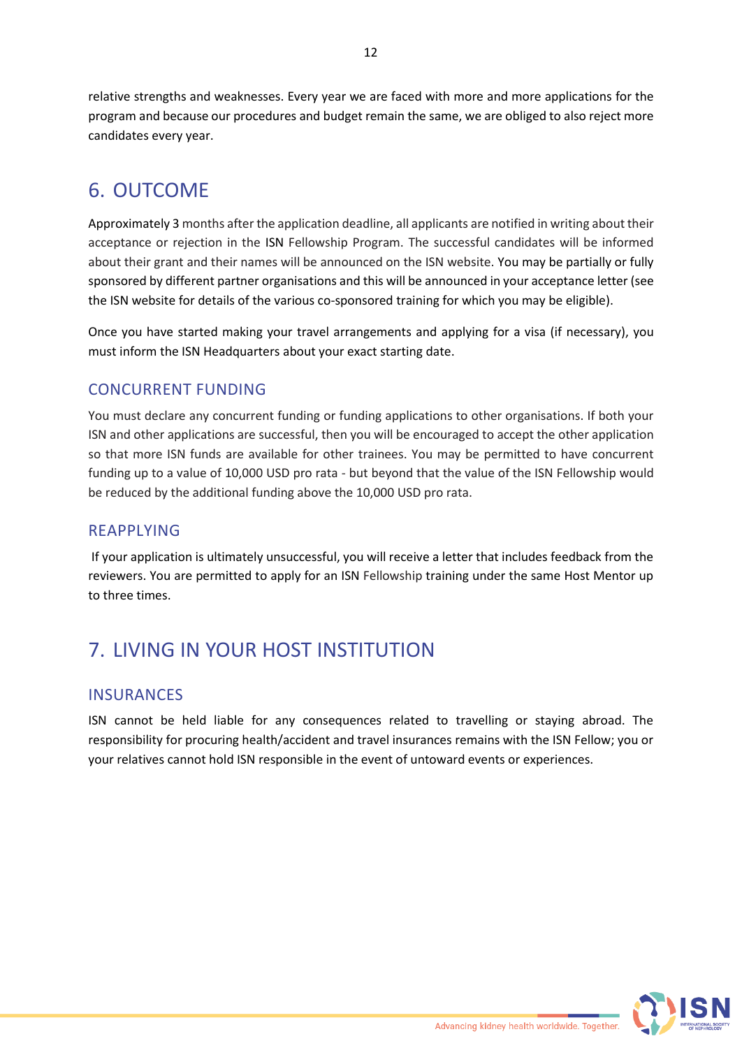relative strengths and weaknesses. Every year we are faced with more and more applications for the program and because our procedures and budget remain the same, we are obliged to also reject more candidates every year.

# 6. OUTCOME

Approximately 3 months after the application deadline, all applicants are notified in writing about their acceptance or rejection in the ISN Fellowship Program. The successful candidates will be informed about their grant and their names will be announced on the ISN website. You may be partially or fully sponsored by different partner organisations and this will be announced in your acceptance letter (see the ISN website for details of the various co-sponsored training for which you may be eligible).

Once you have started making your travel arrangements and applying for a visa (if necessary), you must inform the ISN Headquarters about your exact starting date.

## CONCURRENT FUNDING

You must declare any concurrent funding or funding applications to other organisations. If both your ISN and other applications are successful, then you will be encouraged to accept the other application so that more ISN funds are available for other trainees. You may be permitted to have concurrent funding up to a value of 10,000 USD pro rata - but beyond that the value of the ISN Fellowship would be reduced by the additional funding above the 10,000 USD pro rata.

## REAPPLYING

If your application is ultimately unsuccessful, you will receive a letter that includes feedback from the reviewers. You are permitted to apply for an ISN Fellowship training under the same Host Mentor up to three times.

# 7. LIVING IN YOUR HOST INSTITUTION

## INSURANCES

ISN cannot be held liable for any consequences related to travelling or staying abroad. The responsibility for procuring health/accident and travel insurances remains with the ISN Fellow; you or your relatives cannot hold ISN responsible in the event of untoward events or experiences.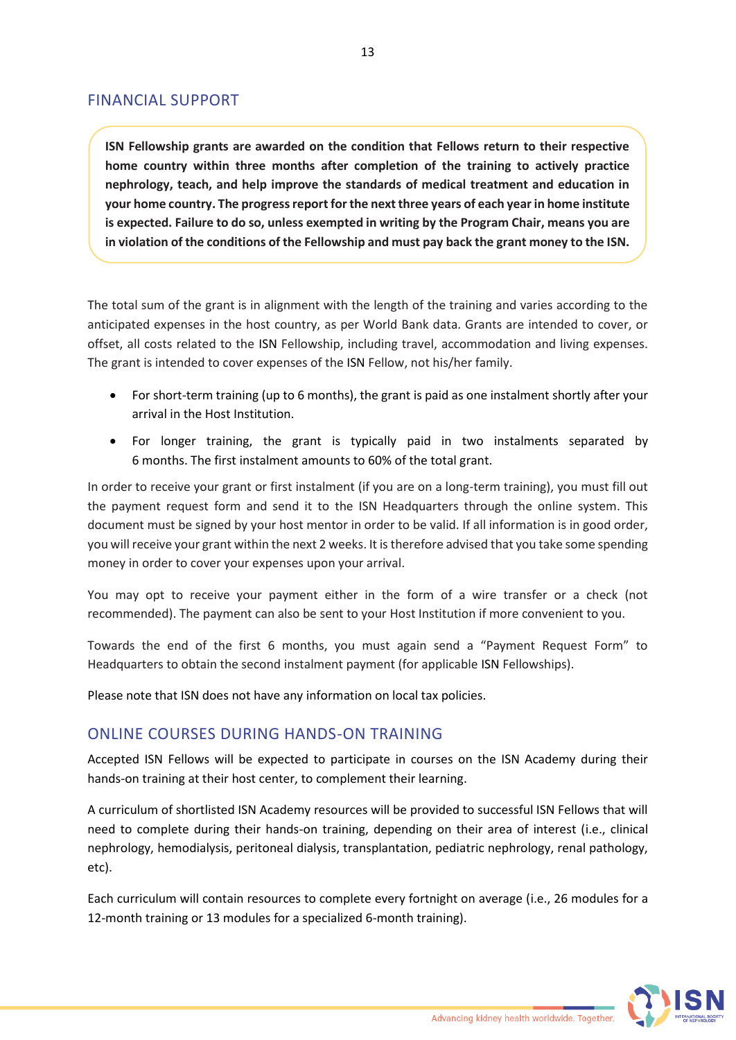## FINANCIAL SUPPORT

**ISN Fellowship grants are awarded on the condition that Fellows return to their respective home country within three months after completion of the training to actively practice nephrology, teach, and help improve the standards of medical treatment and education in your home country. The progress report for the next three years of each year in home institute is expected. Failure to do so, unless exempted in writing by the Program Chair, means you are in violation of the conditions of the Fellowship and must pay back the grant money to the ISN.**

The total sum of the grant is in alignment with the length of the training and varies according to the anticipated expenses in the host country, as per World Bank data. Grants are intended to cover, or offset, all costs related to the ISN Fellowship, including travel, accommodation and living expenses. The grant is intended to cover expenses of the ISN Fellow, not his/her family.

- For short-term training (up to 6 months), the grant is paid as one instalment shortly after your arrival in the Host Institution.
- For longer training, the grant is typically paid in two instalments separated by 6 months. The first instalment amounts to 60% of the total grant.

In order to receive your grant or first instalment (if you are on a long-term training), you must fill out the payment request form and send it to the ISN Headquarters through the online system. This document must be signed by your host mentor in order to be valid. If all information is in good order, you will receive your grant within the next 2 weeks. It is therefore advised that you take some spending money in order to cover your expenses upon your arrival.

You may opt to receive your payment either in the form of a wire transfer or a check (not recommended). The payment can also be sent to your Host Institution if more convenient to you.

Towards the end of the first 6 months, you must again send a "Payment Request Form" to Headquarters to obtain the second instalment payment (for applicable ISN Fellowships).

Please note that ISN does not have any information on local tax policies.

## ONLINE COURSES DURING HANDS-ON TRAINING

Accepted ISN Fellows will be expected to participate in courses on the ISN Academy during their hands-on training at their host center, to complement their learning.

A curriculum of shortlisted ISN Academy resources will be provided to successful ISN Fellows that will need to complete during their hands-on training, depending on their area of interest (i.e., clinical nephrology, hemodialysis, peritoneal dialysis, transplantation, pediatric nephrology, renal pathology, etc).

Each curriculum will contain resources to complete every fortnight on average (i.e., 26 modules for a 12-month training or 13 modules for a specialized 6-month training).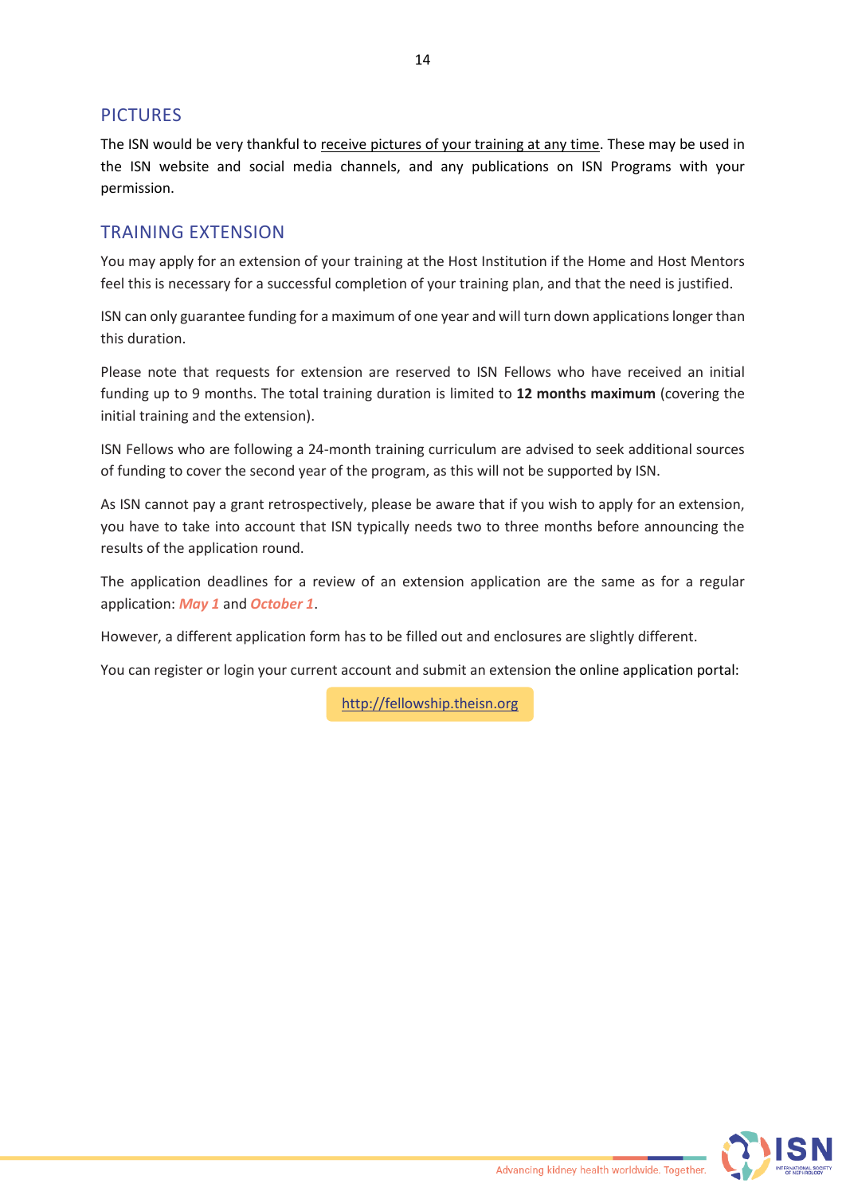## PICTURES

The ISN would be very thankful to receive pictures of your training at any time. These may be used in the ISN website and social media channels, and any publications on ISN Programs with your permission.

## TRAINING EXTENSION

You may apply for an extension of your training at the Host Institution if the Home and Host Mentors feel this is necessary for a successful completion of your training plan, and that the need is justified.

ISN can only guarantee funding for a maximum of one year and will turn down applications longer than this duration.

Please note that requests for extension are reserved to ISN Fellows who have received an initial funding up to 9 months. The total training duration is limited to **12 months maximum** (covering the initial training and the extension).

ISN Fellows who are following a 24-month training curriculum are advised to seek additional sources of funding to cover the second year of the program, as this will not be supported by ISN.

As ISN cannot pay a grant retrospectively, please be aware that if you wish to apply for an extension, you have to take into account that ISN typically needs two to three months before announcing the results of the application round.

The application deadlines for a review of an extension application are the same as for a regular application: ***May 1*** and ***October 1***.

However, a different application form has to be filled out and enclosures are slightly different.

You can register or login your current account and submit an extension the online application portal:

http://fellowship.theisn.org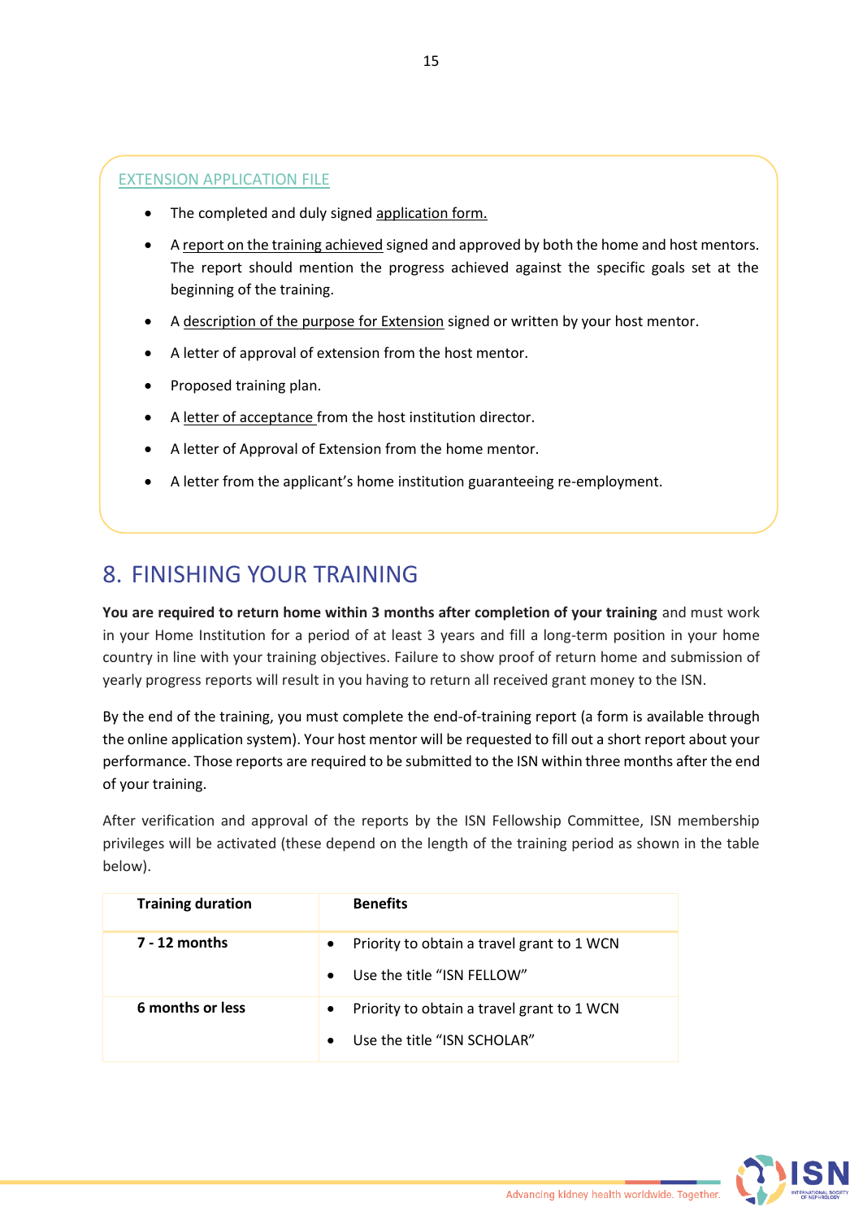EXTENSION APPLICATION FILE

- The completed and duly signed application form.
- A report on the training achieved signed and approved by both the home and host mentors. The report should mention the progress achieved against the specific goals set at the beginning of the training.
- A description of the purpose for Extension signed or written by your host mentor.
- A letter of approval of extension from the host mentor.
- Proposed training plan.
- A letter of acceptance from the host institution director.
- A letter of Approval of Extension from the home mentor.
- A letter from the applicant's home institution guaranteeing re-employment.

# 8. FINISHING YOUR TRAINING

**You are required to return home within 3 months after completion of your training** and must work in your Home Institution for a period of at least 3 years and fill a long-term position in your home country in line with your training objectives. Failure to show proof of return home and submission of yearly progress reports will result in you having to return all received grant money to the ISN.

By the end of the training, you must complete the end-of-training report (a form is available through the online application system). Your host mentor will be requested to fill out a short report about your performance. Those reports are required to be submitted to the ISN within three months after the end of your training.

After verification and approval of the reports by the ISN Fellowship Committee, ISN membership privileges will be activated (these depend on the length of the training period as shown in the table below).

| Training duration | Benefits |
|---|---|
| **7 - 12 months** | • Priority to obtain a travel grant to 1 WCN<br>• Use the title "ISN FELLOW" |
| **6 months or less** | • Priority to obtain a travel grant to 1 WCN<br>• Use the title "ISN SCHOLAR" |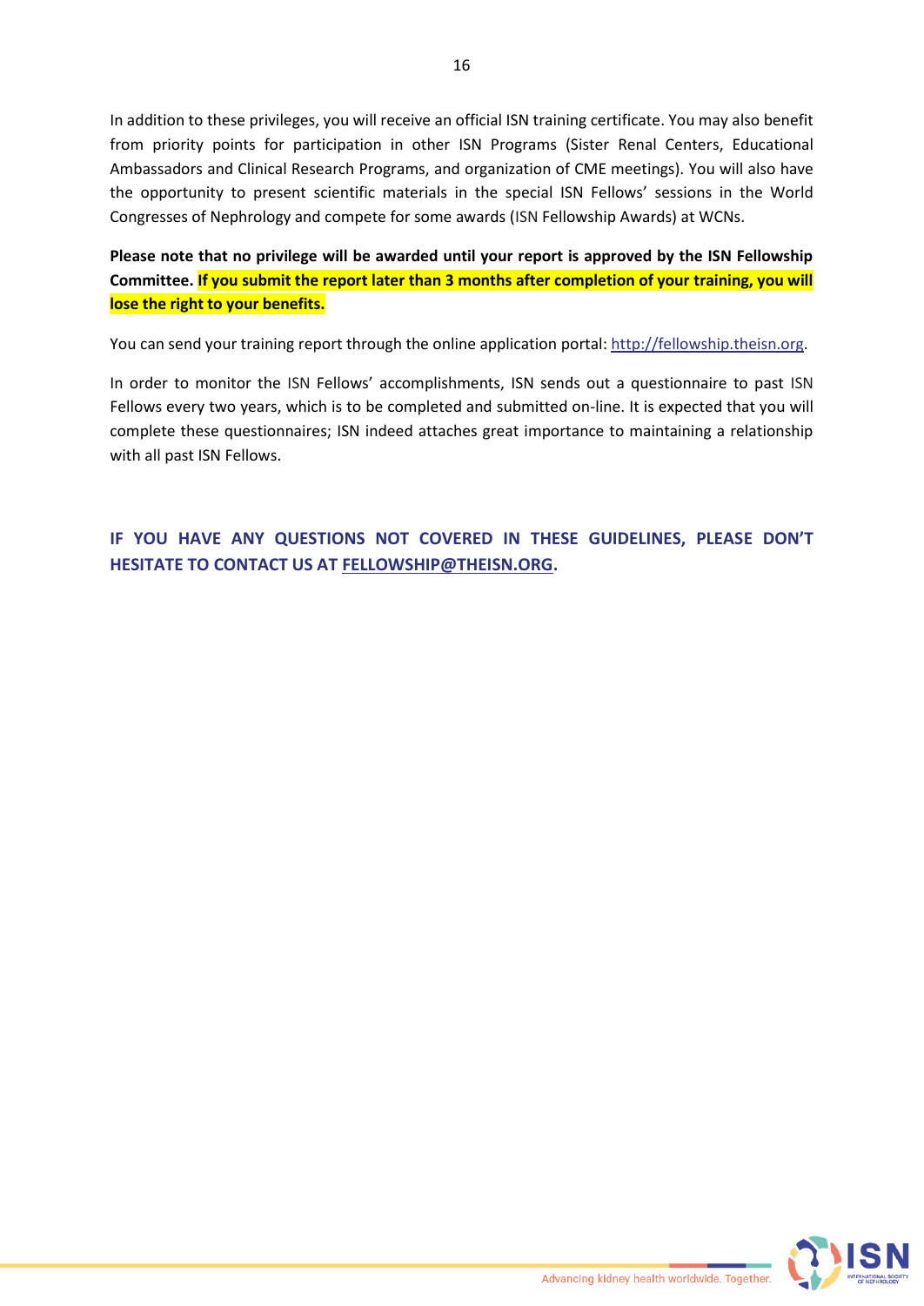In addition to these privileges, you will receive an official ISN training certificate. You may also benefit from priority points for participation in other ISN Programs (Sister Renal Centers, Educational Ambassadors and Clinical Research Programs, and organization of CME meetings). You will also have the opportunity to present scientific materials in the special ISN Fellows' sessions in the World Congresses of Nephrology and compete for some awards (ISN Fellowship Awards) at WCNs.

**Please note that no privilege will be awarded until your report is approved by the ISN Fellowship Committee. If you submit the report later than 3 months after completion of your training, you will lose the right to your benefits.**

You can send your training report through the online application portal: [http://fellowship.theisn.org](http://fellowship.theisn.org).

In order to monitor the ISN Fellows' accomplishments, ISN sends out a questionnaire to past ISN Fellows every two years, which is to be completed and submitted on-line. It is expected that you will complete these questionnaires; ISN indeed attaches great importance to maintaining a relationship with all past ISN Fellows.

**IF YOU HAVE ANY QUESTIONS NOT COVERED IN THESE GUIDELINES, PLEASE DON'T HESITATE TO CONTACT US AT [FELLOWSHIP@THEISN.ORG](mailto:FELLOWSHIP@THEISN.ORG).**